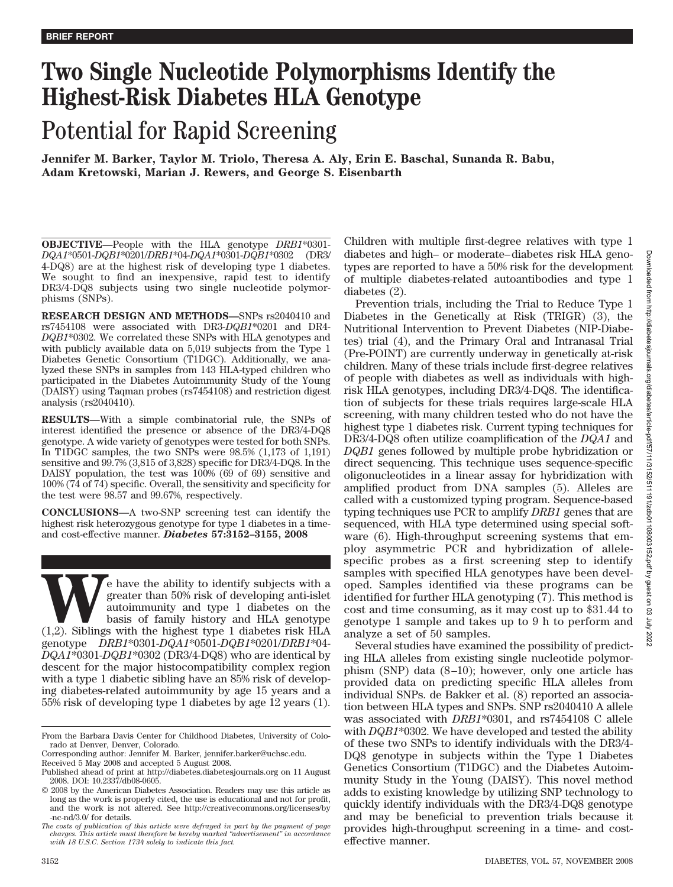**BRIEF REPORT**

# Two Single Nucleotide Polymorphisms Identify the Highest-Risk Diabetes HLA Genotype

## Potential for Rapid Screening

**Jennifer M. Barker, Taylor M. Triolo, Theresa A. Aly, Erin E. Baschal, Sunanda R. Babu, Adam Kretowski, Marian J. Rewers, and George S. Eisenbarth**

**OBJECTIVE**—People with the HLA genotype *DRB1*\*0301-*DQA1*\*0501-*DQB1*\*0201/*DRB1*\*04-*DQA1*\*0301-*DQB1*\*0302 (DR3/4-DQ8) are at the highest risk of developing type 1 diabetes. We sought to find an inexpensive, rapid test to identify DR3/4-DQ8 subjects using two single nucleotide polymorphisms (SNPs).

**RESEARCH DESIGN AND METHODS**—SNPs rs2040410 and rs7454108 were associated with DR3-*DQB1*\*0201 and DR4-*DQB1*\*0302. We correlated these SNPs with HLA genotypes and with publicly available data on 5,019 subjects from the Type 1 Diabetes Genetic Consortium (T1DGC). Additionally, we analyzed these SNPs in samples from 143 HLA-typed children who participated in the Diabetes Autoimmunity Study of the Young (DAISY) using Taqman probes (rs7454108) and restriction digest analysis (rs2040410).

**RESULTS**—With a simple combinatorial rule, the SNPs of interest identified the presence or absence of the DR3/4-DQ8 genotype. A wide variety of genotypes were tested for both SNPs. In T1DGC samples, the two SNPs were 98.5% (1,173 of 1,191) sensitive and 99.7% (3,815 of 3,828) specific for DR3/4-DQ8. In the DAISY population, the test was 100% (69 of 69) sensitive and 100% (74 of 74) specific. Overall, the sensitivity and specificity for the test were 98.57 and 99.67%, respectively.

**CONCLUSIONS**—A two-SNP screening test can identify the highest risk heterozygous genotype for type 1 diabetes in a time- and cost-effective manner. ***Diabetes* 57:3152–3155, 2008**

We have the ability to identify subjects with a greater than 50% risk of developing anti-islet autoimmunity and type 1 diabetes on the basis of family history and HLA genotype (1,2). Siblings with the highest type 1 diabetes risk HLA genotype *DRB1*\*0301-*DQA1*\*0501-*DQB1*\*0201/*DRB1*\*04-*DQA1*\*0301-*DQB1*\*0302 (DR3/4-DQ8) who are identical by descent for the major histocompatibility complex region with a type 1 diabetic sibling have an 85% risk of developing diabetes-related autoimmunity by age 15 years and a 55% risk of developing type 1 diabetes by age 12 years (1). Children with multiple first-degree relatives with type 1 diabetes and high– or moderate–diabetes risk HLA genotypes are reported to have a 50% risk for the development of multiple diabetes-related autoantibodies and type 1 diabetes (2).

Prevention trials, including the Trial to Reduce Type 1 Diabetes in the Genetically at Risk (TRIGR) (3), the Nutritional Intervention to Prevent Diabetes (NIP-Diabetes) trial (4), and the Primary Oral and Intranasal Trial (Pre-POINT) are currently underway in genetically at-risk children. Many of these trials include first-degree relatives of people with diabetes as well as individuals with high-risk HLA genotypes, including DR3/4-DQ8. The identification of subjects for these trials requires large-scale HLA screening, with many children tested who do not have the highest type 1 diabetes risk. Current typing techniques for DR3/4-DQ8 often utilize coamplification of the *DQA1* and *DQB1* genes followed by multiple probe hybridization or direct sequencing. This technique uses sequence-specific oligonucleotides in a linear assay for hybridization with amplified product from DNA samples (5). Alleles are called with a customized typing program. Sequence-based typing techniques use PCR to amplify *DRB1* genes that are sequenced, with HLA type determined using special software (6). High-throughput screening systems that employ asymmetric PCR and hybridization of allele-specific probes as a first screening step to identify samples with specified HLA genotypes have been developed. Samples identified via these programs can be identified for further HLA genotyping (7). This method is cost and time consuming, as it may cost up to $31.44 to genotype 1 sample and takes up to 9 h to perform and analyze a set of 50 samples.

Several studies have examined the possibility of predicting HLA alleles from existing single nucleotide polymorphism (SNP) data (8–10); however, only one article has provided data on predicting specific HLA alleles from individual SNPs. de Bakker et al. (8) reported an association between HLA types and SNPs. SNP rs2040410 A allele was associated with *DRB1*\*0301, and rs7454108 C allele with *DQB1*\*0302. We have developed and tested the ability of these two SNPs to identify individuals with the DR3/4-DQ8 genotype in subjects within the Type 1 Diabetes Genetics Consortium (T1DGC) and the Diabetes Autoimmunity Study in the Young (DAISY). This novel method adds to existing knowledge by utilizing SNP technology to quickly identify individuals with the DR3/4-DQ8 genotype and may be beneficial to prevention trials because it provides high-throughput screening in a time- and cost-effective manner.

From the Barbara Davis Center for Childhood Diabetes, University of Colorado at Denver, Denver, Colorado.

Corresponding author: Jennifer M. Barker, jennifer.barker@uchsc.edu.

Received 5 May 2008 and accepted 5 August 2008.

Published ahead of print at http://diabetes.diabetesjournals.org on 11 August 2008. DOI: 10.2337/db08-0605.

© 2008 by the American Diabetes Association. Readers may use this article as long as the work is properly cited, the use is educational and not for profit, and the work is not altered. See http://creativecommons.org/licenses/by-nc-nd/3.0/ for details.

*The costs of publication of this article were defrayed in part by the payment of page charges. This article must therefore be hereby marked "advertisement" in accordance with 18 U.S.C. Section 1734 solely to indicate this fact.*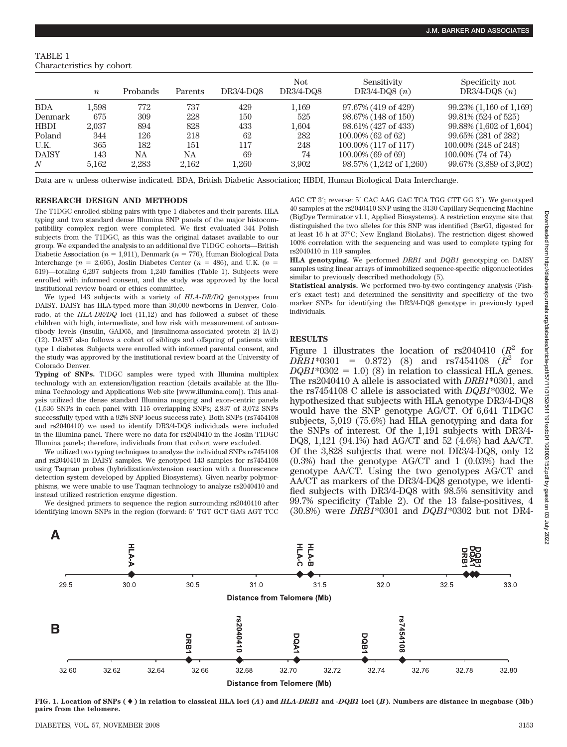TABLE 1
Characteristics by cohort

| | *n* | Probands | Parents | DR3/4-DQ8 | Not DR3/4-DQ8 | Sensitivity DR3/4-DQ8 (*n*) | Specificity not DR3/4-DQ8 (*n*) |
|---|---|---|---|---|---|---|---|
| BDA | 1,598 | 772 | 737 | 429 | 1,169 | 97.67% (419 of 429) | 99.23% (1,160 of 1,169) |
| Denmark | 675 | 309 | 228 | 150 | 525 | 98.67% (148 of 150) | 99.81% (524 of 525) |
| HBDI | 2,037 | 894 | 828 | 433 | 1,604 | 98.61% (427 of 433) | 99.88% (1,602 of 1,604) |
| Poland | 344 | 126 | 218 | 62 | 282 | 100.00% (62 of 62) | 99.65% (281 of 282) |
| U.K. | 365 | 182 | 151 | 117 | 248 | 100.00% (117 of 117) | 100.00% (248 of 248) |
| DAISY | 143 | NA | NA | 69 | 74 | 100.00% (69 of 69) | 100.00% (74 of 74) |
| *N* | 5,162 | 2,283 | 2,162 | 1,260 | 3,902 | 98.57% (1,242 of 1,260) | 99.67% (3,889 of 3,902) |

Data are *n* unless otherwise indicated. BDA, British Diabetic Association; HBDI, Human Biological Data Interchange.

## RESEARCH DESIGN AND METHODS

The T1DGC enrolled sibling pairs with type 1 diabetes and their parents. HLA typing and two standard dense Illumina SNP panels of the major histocompatibility complex region were completed. We first evaluated 344 Polish subjects from the T1DGC, as this was the original dataset available to our group. We expanded the analysis to an additional five T1DGC cohorts—British Diabetic Association (*n* = 1,911), Denmark (*n* = 776), Human Biological Data Interchange (*n* = 2,605), Joslin Diabetes Center (*n* = 486), and U.K. (*n* = 519)—totaling 6,297 subjects from 1,240 families (Table 1). Subjects were enrolled with informed consent, and the study was approved by the local institutional review board or ethics committee.

We typed 143 subjects with a variety of *HLA-DR/DQ* genotypes from DAISY. DAISY has HLA-typed more than 30,000 newborns in Denver, Colorado, at the *HLA-DR/DQ* loci (11,12) and has followed a subset of these children with high, intermediate, and low risk with measurement of autoantibody levels (insulin, GAD65, and [insulinoma-associated protein 2] IA-2) (12). DAISY also follows a cohort of siblings and offspring of patients with type 1 diabetes. Subjects were enrolled with informed parental consent, and the study was approved by the institutional review board at the University of Colorado Denver.

**Typing of SNPs.** T1DGC samples were typed with Illumina multiplex technology with an extension/ligation reaction (details available at the Illumina Technology and Applications Web site [www.illumina.com]). This analysis utilized the dense standard Illumina mapping and exon-centric panels (1,536 SNPs in each panel with 115 overlapping SNPs; 2,837 of 3,072 SNPs successfully typed with a 92% SNP locus success rate). Both SNPs (rs7454108 and rs2040410) we used to identify DR3/4-DQ8 individuals were included in the Illumina panel. There were no data for rs2040410 in the Joslin T1DGC Illumina panels; therefore, individuals from that cohort were excluded.

We utilized two typing techniques to analyze the individual SNPs rs7454108 and rs2040410 in DAISY samples. We genotyped 143 samples for rs7454108 using Taqman probes (hybridization/extension reaction with a fluorescence detection system developed by Applied Biosystems). Given nearby polymorphisms, we were unable to use Taqman technology to analyze rs2040410 and instead utilized restriction enzyme digestion.

We designed primers to sequence the region surrounding rs2040410 after identifying known SNPs in the region (forward: 5′ TGT GCT GAG AGT TCC AGC CT 3′; reverse: 5′ CAC AAG GAC TCA TGG CTT GG 3′). We genotyped 40 samples at the rs2040410 SNP using the 3130 Capillary Sequencing Machine (BigDye Terminator v1.1, Applied Biosystems). A restriction enzyme site that distinguished the two alleles for this SNP was identified (BsrGI, digested for at least 16 h at 37°C; New England BioLabs). The restriction digest showed 100% correlation with the sequencing and was used to complete typing for rs2040410 in 119 samples.

**HLA genotyping.** We performed *DRB1* and *DQB1* genotyping on DAISY samples using linear arrays of immobilized sequence-specific oligonucleotides similar to previously described methodology (5).

**Statistical analysis.** We performed two-by-two contingency analysis (Fisher's exact test) and determined the sensitivity and specificity of the two marker SNPs for identifying the DR3/4-DQ8 genotype in previously typed individuals.

## RESULTS

Figure 1 illustrates the location of rs2040410 ($R^2$ for *DRB1*\*0301 = 0.872) (8) and rs7454108 ($R^2$ for *DQB1*\*0302 = 1.0) (8) in relation to classical HLA genes. The rs2040410 A allele is associated with *DRB1*\*0301, and the rs7454108 C allele is associated with *DQB1*\*0302. We hypothesized that subjects with HLA genotype DR3/4-DQ8 would have the SNP genotype AG/CT. Of 6,641 T1DGC subjects, 5,019 (75.6%) had HLA genotyping and data for the SNPs of interest. Of the 1,191 subjects with DR3/4-DQ8, 1,121 (94.1%) had AG/CT and 52 (4.6%) had AA/CT. Of the 3,828 subjects that were not DR3/4-DQ8, only 12 (0.3%) had the genotype AG/CT and 1 (0.03%) had the genotype AA/CT. Using the two genotypes AG/CT and AA/CT as markers of the DR3/4-DQ8 genotype, we identified subjects with DR3/4-DQ8 with 98.5% sensitivity and 99.7% specificity (Table 2). Of the 13 false-positives, 4 (30.8%) were *DRB1*\*0301 and *DQB1*\*0302 but not DR4-

**FIG. 1. Location of SNPs (♦) in relation to classical HLA loci (*A*) and *HLA-DRB1* and *-DQB1* loci (*B*). Numbers are distance in megabase (Mb) pairs from the telomere.**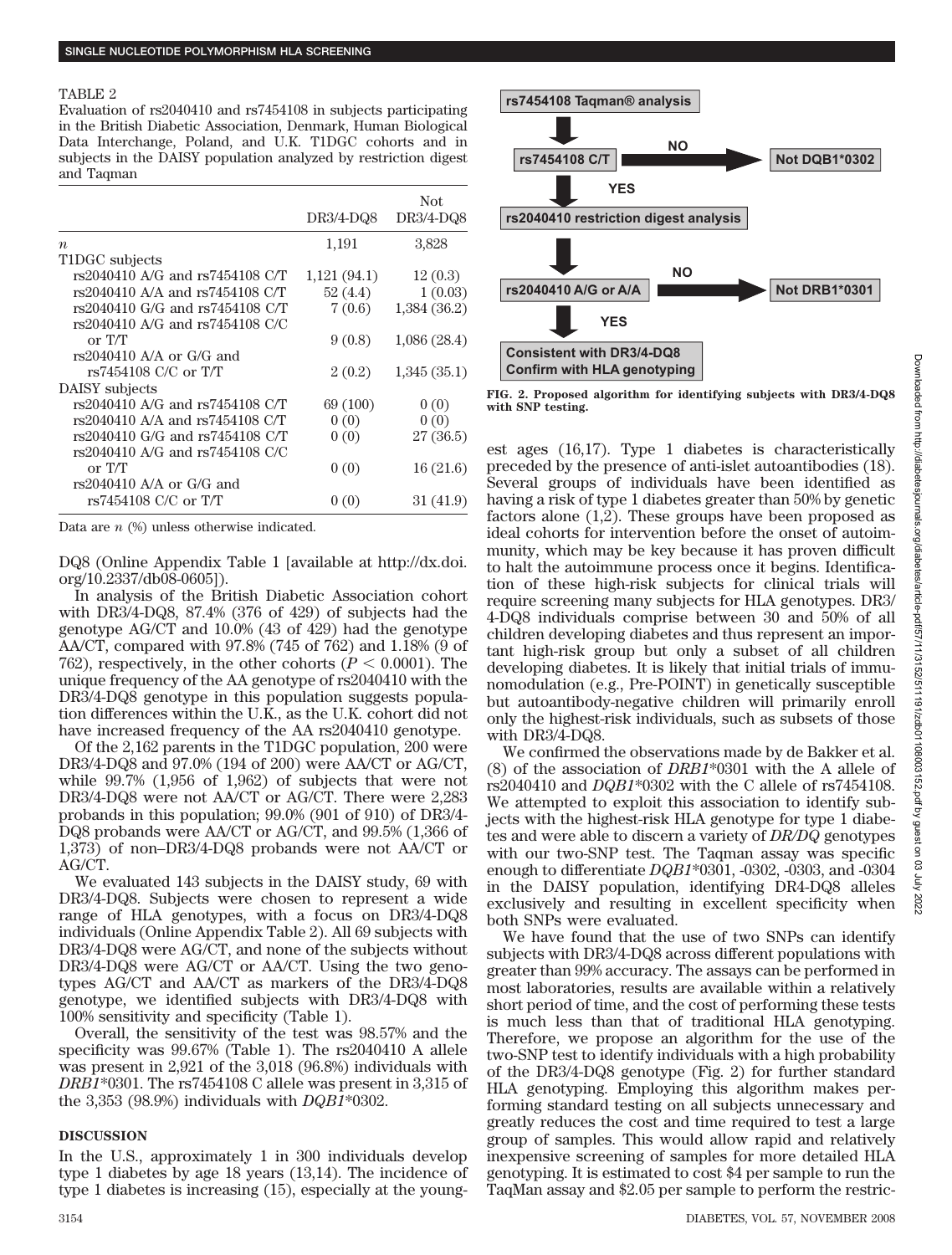TABLE 2

Evaluation of rs2040410 and rs7454108 in subjects participating in the British Diabetic Association, Denmark, Human Biological Data Interchange, Poland, and U.K. T1DGC cohorts and in subjects in the DAISY population analyzed by restriction digest and Taqman

| | DR3/4-DQ8 | Not DR3/4-DQ8 |
|---|---|---|
| *n* | 1,191 | 3,828 |
| T1DGC subjects | | |
| rs2040410 A/G and rs7454108 C/T | 1,121 (94.1) | 12 (0.3) |
| rs2040410 A/A and rs7454108 C/T | 52 (4.4) | 1 (0.03) |
| rs2040410 G/G and rs7454108 C/T | 7 (0.6) | 1,384 (36.2) |
| rs2040410 A/G and rs7454108 C/C or T/T | 9 (0.8) | 1,086 (28.4) |
| rs2040410 A/A or G/G and rs7454108 C/C or T/T | 2 (0.2) | 1,345 (35.1) |
| DAISY subjects | | |
| rs2040410 A/G and rs7454108 C/T | 69 (100) | 0 (0) |
| rs2040410 A/A and rs7454108 C/T | 0 (0) | 0 (0) |
| rs2040410 G/G and rs7454108 C/T | 0 (0) | 27 (36.5) |
| rs2040410 A/G and rs7454108 C/C or T/T | 0 (0) | 16 (21.6) |
| rs2040410 A/A or G/G and rs7454108 C/C or T/T | 0 (0) | 31 (41.9) |

Data are *n* (%) unless otherwise indicated.

DQ8 (Online Appendix Table 1 [available at http://dx.doi.org/10.2337/db08-0605]).

In analysis of the British Diabetic Association cohort with DR3/4-DQ8, 87.4% (376 of 429) of subjects had the genotype AG/CT and 10.0% (43 of 429) had the genotype AA/CT, compared with 97.8% (745 of 762) and 1.18% (9 of 762), respectively, in the other cohorts ($P < 0.0001$). The unique frequency of the AA genotype of rs2040410 with the DR3/4-DQ8 genotype in this population suggests population differences within the U.K., as the U.K. cohort did not have increased frequency of the AA rs2040410 genotype.

Of the 2,162 parents in the T1DGC population, 200 were DR3/4-DQ8 and 97.0% (194 of 200) were AA/CT or AG/CT, while 99.7% (1,956 of 1,962) of subjects that were not DR3/4-DQ8 were not AA/CT or AG/CT. There were 2,283 probands in this population; 99.0% (901 of 910) of DR3/4-DQ8 probands were AA/CT or AG/CT, and 99.5% (1,366 of 1,373) of non–DR3/4-DQ8 probands were not AA/CT or AG/CT.

We evaluated 143 subjects in the DAISY study, 69 with DR3/4-DQ8. Subjects were chosen to represent a wide range of HLA genotypes, with a focus on DR3/4-DQ8 individuals (Online Appendix Table 2). All 69 subjects with DR3/4-DQ8 were AG/CT, and none of the subjects without DR3/4-DQ8 were AG/CT or AA/CT. Using the two genotypes AG/CT and AA/CT as markers of the DR3/4-DQ8 genotype, we identified subjects with DR3/4-DQ8 with 100% sensitivity and specificity (Table 1).

Overall, the sensitivity of the test was 98.57% and the specificity was 99.67% (Table 1). The rs2040410 A allele was present in 2,921 of the 3,018 (96.8%) individuals with *DRB1*\*0301. The rs7454108 C allele was present in 3,315 of the 3,353 (98.9%) individuals with *DQB1*\*0302.

## DISCUSSION

In the U.S., approximately 1 in 300 individuals develop type 1 diabetes by age 18 years (13,14). The incidence of type 1 diabetes is increasing (15), especially at the youngest ages (16,17). Type 1 diabetes is characteristically preceded by the presence of anti-islet autoantibodies (18). Several groups of individuals have been identified as having a risk of type 1 diabetes greater than 50% by genetic factors alone (1,2). These groups have been proposed as ideal cohorts for intervention before the onset of autoimmunity, which may be key because it has proven difficult to halt the autoimmune process once it begins. Identification of these high-risk subjects for clinical trials will require screening many subjects for HLA genotypes. DR3/4-DQ8 individuals comprise between 30 and 50% of all children developing diabetes and thus represent an important high-risk group but only a subset of all children developing diabetes. It is likely that initial trials of immunomodulation (e.g., Pre-POINT) in genetically susceptible but autoantibody-negative children will primarily enroll only the highest-risk individuals, such as subsets of those with DR3/4-DQ8.

We confirmed the observations made by de Bakker et al. (8) of the association of *DRB1*\*0301 with the A allele of rs2040410 and *DQB1*\*0302 with the C allele of rs7454108. We attempted to exploit this association to identify subjects with the highest-risk HLA genotype for type 1 diabetes and were able to discern a variety of *DR/DQ* genotypes with our two-SNP test. The Taqman assay was specific enough to differentiate *DQB1*\*0301, -0302, -0303, and -0304 in the DAISY population, identifying DR4-DQ8 alleles exclusively and resulting in excellent specificity when both SNPs were evaluated.

We have found that the use of two SNPs can identify subjects with DR3/4-DQ8 across different populations with greater than 99% accuracy. The assays can be performed in most laboratories, results are available within a relatively short period of time, and the cost of performing these tests is much less than that of traditional HLA genotyping. Therefore, we propose an algorithm for the use of the two-SNP test to identify individuals with a high probability of the DR3/4-DQ8 genotype (Fig. 2) for further standard HLA genotyping. Employing this algorithm makes performing standard testing on all subjects unnecessary and greatly reduces the cost and time required to test a large group of samples. This would allow rapid and relatively inexpensive screening of samples for more detailed HLA genotyping. It is estimated to cost $4 per sample to run the TaqMan assay and $2.05 per sample to perform the restric-

rs7454108 Taqman® analysis → rs7454108 C/T — NO → Not DQB1\*0302; YES → rs2040410 restriction digest analysis → rs2040410 A/G or A/A — NO → Not DRB1\*0301; YES → Consistent with DR3/4-DQ8 Confirm with HLA genotyping

FIG. 2. Proposed algorithm for identifying subjects with DR3/4-DQ8 with SNP testing.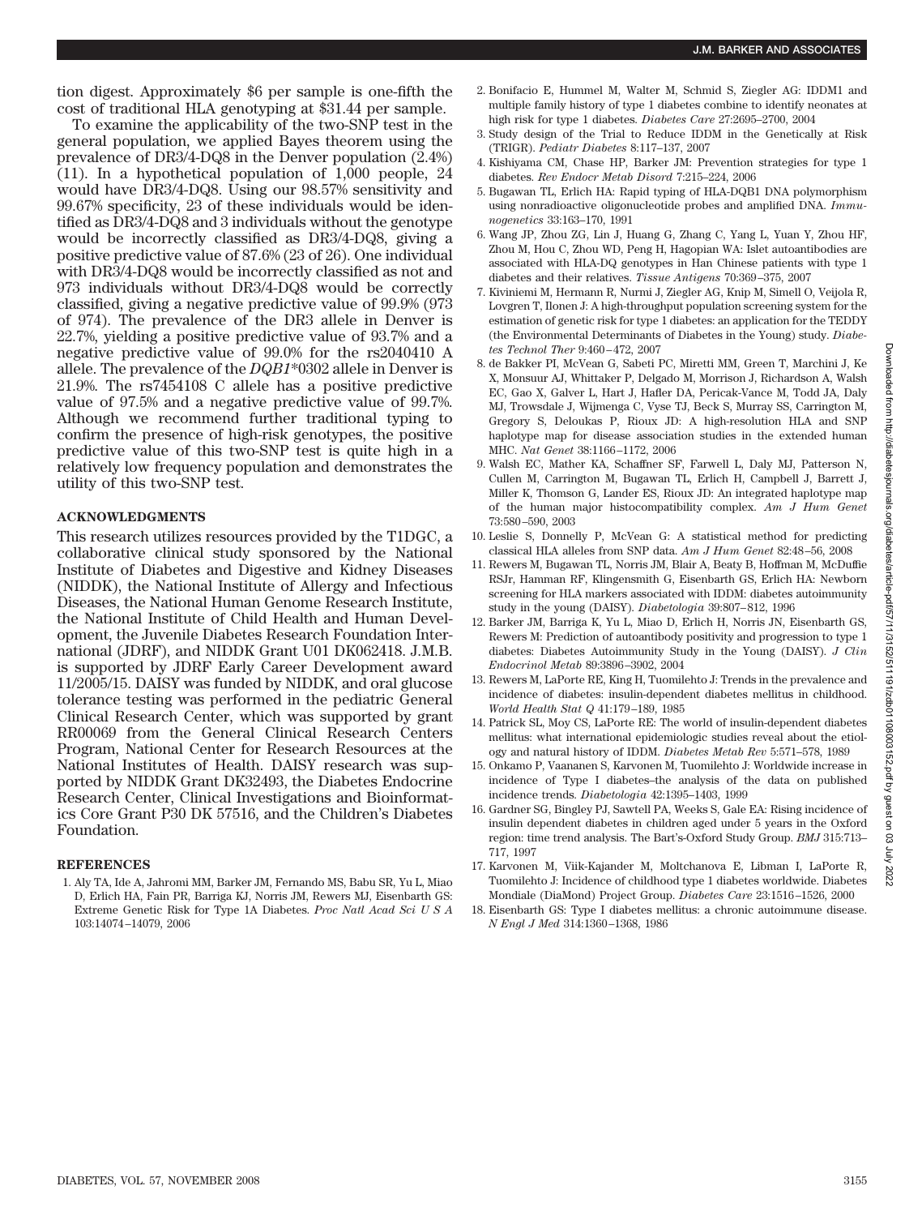tion digest. Approximately $6 per sample is one-fifth the cost of traditional HLA genotyping at $31.44 per sample.

To examine the applicability of the two-SNP test in the general population, we applied Bayes theorem using the prevalence of DR3/4-DQ8 in the Denver population (2.4%) (11). In a hypothetical population of 1,000 people, 24 would have DR3/4-DQ8. Using our 98.57% sensitivity and 99.67% specificity, 23 of these individuals would be identified as DR3/4-DQ8 and 3 individuals without the genotype would be incorrectly classified as DR3/4-DQ8, giving a positive predictive value of 87.6% (23 of 26). One individual with DR3/4-DQ8 would be incorrectly classified as not and 973 individuals without DR3/4-DQ8 would be correctly classified, giving a negative predictive value of 99.9% (973 of 974). The prevalence of the DR3 allele in Denver is 22.7%, yielding a positive predictive value of 93.7% and a negative predictive value of 99.0% for the rs2040410 A allele. The prevalence of the *DQB1*\*0302 allele in Denver is 21.9%. The rs7454108 C allele has a positive predictive value of 97.5% and a negative predictive value of 99.7%. Although we recommend further traditional typing to confirm the presence of high-risk genotypes, the positive predictive value of this two-SNP test is quite high in a relatively low frequency population and demonstrates the utility of this two-SNP test.

## ACKNOWLEDGMENTS

This research utilizes resources provided by the T1DGC, a collaborative clinical study sponsored by the National Institute of Diabetes and Digestive and Kidney Diseases (NIDDK), the National Institute of Allergy and Infectious Diseases, the National Human Genome Research Institute, the National Institute of Child Health and Human Development, the Juvenile Diabetes Research Foundation International (JDRF), and NIDDK Grant U01 DK062418. J.M.B. is supported by JDRF Early Career Development award 11/2005/15. DAISY was funded by NIDDK, and oral glucose tolerance testing was performed in the pediatric General Clinical Research Center, which was supported by grant RR00069 from the General Clinical Research Centers Program, National Center for Research Resources at the National Institutes of Health. DAISY research was supported by NIDDK Grant DK32493, the Diabetes Endocrine Research Center, Clinical Investigations and Bioinformatics Core Grant P30 DK 57516, and the Children's Diabetes Foundation.

## REFERENCES

1. Aly TA, Ide A, Jahromi MM, Barker JM, Fernando MS, Babu SR, Yu L, Miao D, Erlich HA, Fain PR, Barriga KJ, Norris JM, Rewers MJ, Eisenbarth GS: Extreme Genetic Risk for Type 1A Diabetes. *Proc Natl Acad Sci U S A* 103:14074–14079, 2006
2. Bonifacio E, Hummel M, Walter M, Schmid S, Ziegler AG: IDDM1 and multiple family history of type 1 diabetes combine to identify neonates at high risk for type 1 diabetes. *Diabetes Care* 27:2695–2700, 2004
3. Study design of the Trial to Reduce IDDM in the Genetically at Risk (TRIGR). *Pediatr Diabetes* 8:117–137, 2007
4. Kishiyama CM, Chase HP, Barker JM: Prevention strategies for type 1 diabetes. *Rev Endocr Metab Disord* 7:215–224, 2006
5. Bugawan TL, Erlich HA: Rapid typing of HLA-DQB1 DNA polymorphism using nonradioactive oligonucleotide probes and amplified DNA. *Immunogenetics* 33:163–170, 1991
6. Wang JP, Zhou ZG, Lin J, Huang G, Zhang C, Yang L, Yuan Y, Zhou HF, Zhou M, Hou C, Zhou WD, Peng H, Hagopian WA: Islet autoantibodies are associated with HLA-DQ genotypes in Han Chinese patients with type 1 diabetes and their relatives. *Tissue Antigens* 70:369–375, 2007
7. Kiviniemi M, Hermann R, Nurmi J, Ziegler AG, Knip M, Simell O, Veijola R, Lovgren T, Ilonen J: A high-throughput population screening system for the estimation of genetic risk for type 1 diabetes: an application for the TEDDY (the Environmental Determinants of Diabetes in the Young) study. *Diabetes Technol Ther* 9:460–472, 2007
8. de Bakker PI, McVean G, Sabeti PC, Miretti MM, Green T, Marchini J, Ke X, Monsuur AJ, Whittaker P, Delgado M, Morrison J, Richardson A, Walsh EC, Gao X, Galver L, Hart J, Hafler DA, Pericak-Vance M, Todd JA, Daly MJ, Trowsdale J, Wijmenga C, Vyse TJ, Beck S, Murray SS, Carrington M, Gregory S, Deloukas P, Rioux JD: A high-resolution HLA and SNP haplotype map for disease association studies in the extended human MHC. *Nat Genet* 38:1166–1172, 2006
9. Walsh EC, Mather KA, Schaffner SF, Farwell L, Daly MJ, Patterson N, Cullen M, Carrington M, Bugawan TL, Erlich H, Campbell J, Barrett J, Miller K, Thomson G, Lander ES, Rioux JD: An integrated haplotype map of the human major histocompatibility complex. *Am J Hum Genet* 73:580–590, 2003
10. Leslie S, Donnelly P, McVean G: A statistical method for predicting classical HLA alleles from SNP data. *Am J Hum Genet* 82:48–56, 2008
11. Rewers M, Bugawan TL, Norris JM, Blair A, Beaty B, Hoffman M, McDuffie RSJr, Hamman RF, Klingensmith G, Eisenbarth GS, Erlich HA: Newborn screening for HLA markers associated with IDDM: diabetes autoimmunity study in the young (DAISY). *Diabetologia* 39:807–812, 1996
12. Barker JM, Barriga K, Yu L, Miao D, Erlich H, Norris JN, Eisenbarth GS, Rewers M: Prediction of autoantibody positivity and progression to type 1 diabetes: Diabetes Autoimmunity Study in the Young (DAISY). *J Clin Endocrinol Metab* 89:3896–3902, 2004
13. Rewers M, LaPorte RE, King H, Tuomilehto J: Trends in the prevalence and incidence of diabetes: insulin-dependent diabetes mellitus in childhood. *World Health Stat Q* 41:179–189, 1985
14. Patrick SL, Moy CS, LaPorte RE: The world of insulin-dependent diabetes mellitus: what international epidemiologic studies reveal about the etiology and natural history of IDDM. *Diabetes Metab Rev* 5:571–578, 1989
15. Onkamo P, Vaananen S, Karvonen M, Tuomilehto J: Worldwide increase in incidence of Type I diabetes–the analysis of the data on published incidence trends. *Diabetologia* 42:1395–1403, 1999
16. Gardner SG, Bingley PJ, Sawtell PA, Weeks S, Gale EA: Rising incidence of insulin dependent diabetes in children aged under 5 years in the Oxford region: time trend analysis. The Bart's-Oxford Study Group. *BMJ* 315:713–717, 1997
17. Karvonen M, Viik-Kajander M, Moltchanova E, Libman I, LaPorte R, Tuomilehto J: Incidence of childhood type 1 diabetes worldwide. Diabetes Mondiale (DiaMond) Project Group. *Diabetes Care* 23:1516–1526, 2000
18. Eisenbarth GS: Type I diabetes mellitus: a chronic autoimmune disease. *N Engl J Med* 314:1360–1368, 1986